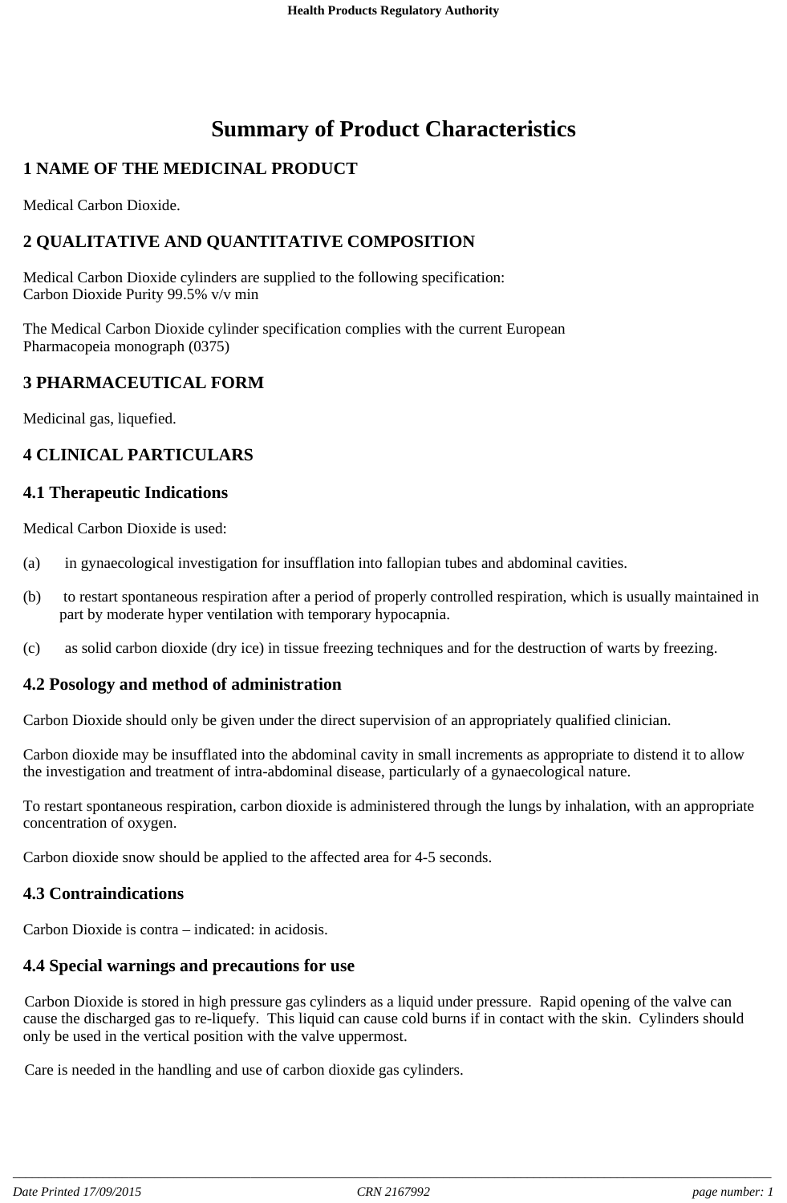# Summary of Product Characteristics

## 1 NAME OF THE MEDICINAL PRODUCT

Medical Carbon Dioxide.

## 2 QUALITATIVE AND QUANTITATIVE COMPOSITION

Medical Carbon Dioxide cylinders are supplied to the following specification:
Carbon Dioxide Purity 99.5% v/v min

The Medical Carbon Dioxide cylinder specification complies with the current European Pharmacopeia monograph (0375)

## 3 PHARMACEUTICAL FORM

Medicinal gas, liquefied.

## 4 CLINICAL PARTICULARS

### 4.1 Therapeutic Indications

Medical Carbon Dioxide is used:

(a) in gynaecological investigation for insufflation into fallopian tubes and abdominal cavities.

(b) to restart spontaneous respiration after a period of properly controlled respiration, which is usually maintained in part by moderate hyper ventilation with temporary hypocapnia.

(c) as solid carbon dioxide (dry ice) in tissue freezing techniques and for the destruction of warts by freezing.

### 4.2 Posology and method of administration

Carbon Dioxide should only be given under the direct supervision of an appropriately qualified clinician.

Carbon dioxide may be insufflated into the abdominal cavity in small increments as appropriate to distend it to allow the investigation and treatment of intra-abdominal disease, particularly of a gynaecological nature.

To restart spontaneous respiration, carbon dioxide is administered through the lungs by inhalation, with an appropriate concentration of oxygen.

Carbon dioxide snow should be applied to the affected area for 4-5 seconds.

### 4.3 Contraindications

Carbon Dioxide is contra – indicated: in acidosis.

### 4.4 Special warnings and precautions for use

Carbon Dioxide is stored in high pressure gas cylinders as a liquid under pressure. Rapid opening of the valve can cause the discharged gas to re-liquefy. This liquid can cause cold burns if in contact with the skin. Cylinders should only be used in the vertical position with the valve uppermost.

Care is needed in the handling and use of carbon dioxide gas cylinders.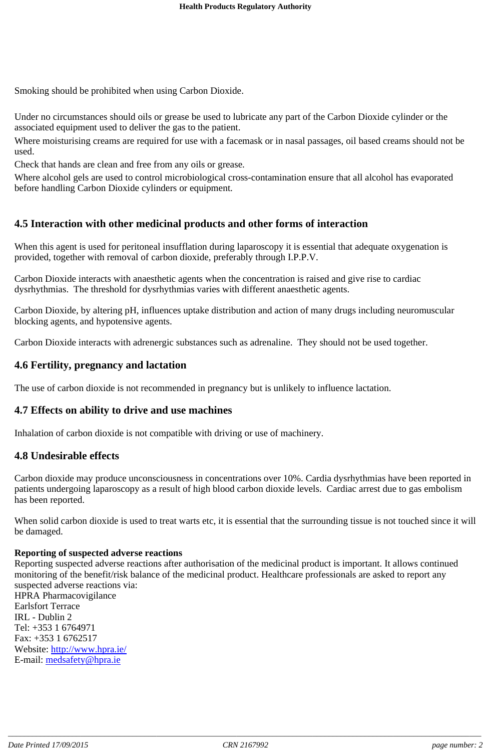Smoking should be prohibited when using Carbon Dioxide.

Under no circumstances should oils or grease be used to lubricate any part of the Carbon Dioxide cylinder or the associated equipment used to deliver the gas to the patient.

Where moisturising creams are required for use with a facemask or in nasal passages, oil based creams should not be used.

Check that hands are clean and free from any oils or grease.

Where alcohol gels are used to control microbiological cross-contamination ensure that all alcohol has evaporated before handling Carbon Dioxide cylinders or equipment.

## 4.5 Interaction with other medicinal products and other forms of interaction

When this agent is used for peritoneal insufflation during laparoscopy it is essential that adequate oxygenation is provided, together with removal of carbon dioxide, preferably through I.P.P.V.

Carbon Dioxide interacts with anaesthetic agents when the concentration is raised and give rise to cardiac dysrhythmias. The threshold for dysrhythmias varies with different anaesthetic agents.

Carbon Dioxide, by altering pH, influences uptake distribution and action of many drugs including neuromuscular blocking agents, and hypotensive agents.

Carbon Dioxide interacts with adrenergic substances such as adrenaline. They should not be used together.

## 4.6 Fertility, pregnancy and lactation

The use of carbon dioxide is not recommended in pregnancy but is unlikely to influence lactation.

## 4.7 Effects on ability to drive and use machines

Inhalation of carbon dioxide is not compatible with driving or use of machinery.

## 4.8 Undesirable effects

Carbon dioxide may produce unconsciousness in concentrations over 10%. Cardia dysrhythmias have been reported in patients undergoing laparoscopy as a result of high blood carbon dioxide levels. Cardiac arrest due to gas embolism has been reported.

When solid carbon dioxide is used to treat warts etc, it is essential that the surrounding tissue is not touched since it will be damaged.

**Reporting of suspected adverse reactions**

Reporting suspected adverse reactions after authorisation of the medicinal product is important. It allows continued monitoring of the benefit/risk balance of the medicinal product. Healthcare professionals are asked to report any suspected adverse reactions via:
HPRA Pharmacovigilance
Earlsfort Terrace
IRL - Dublin 2
Tel: +353 1 6764971
Fax: +353 1 6762517
Website: http://www.hpra.ie/
E-mail: medsafety@hpra.ie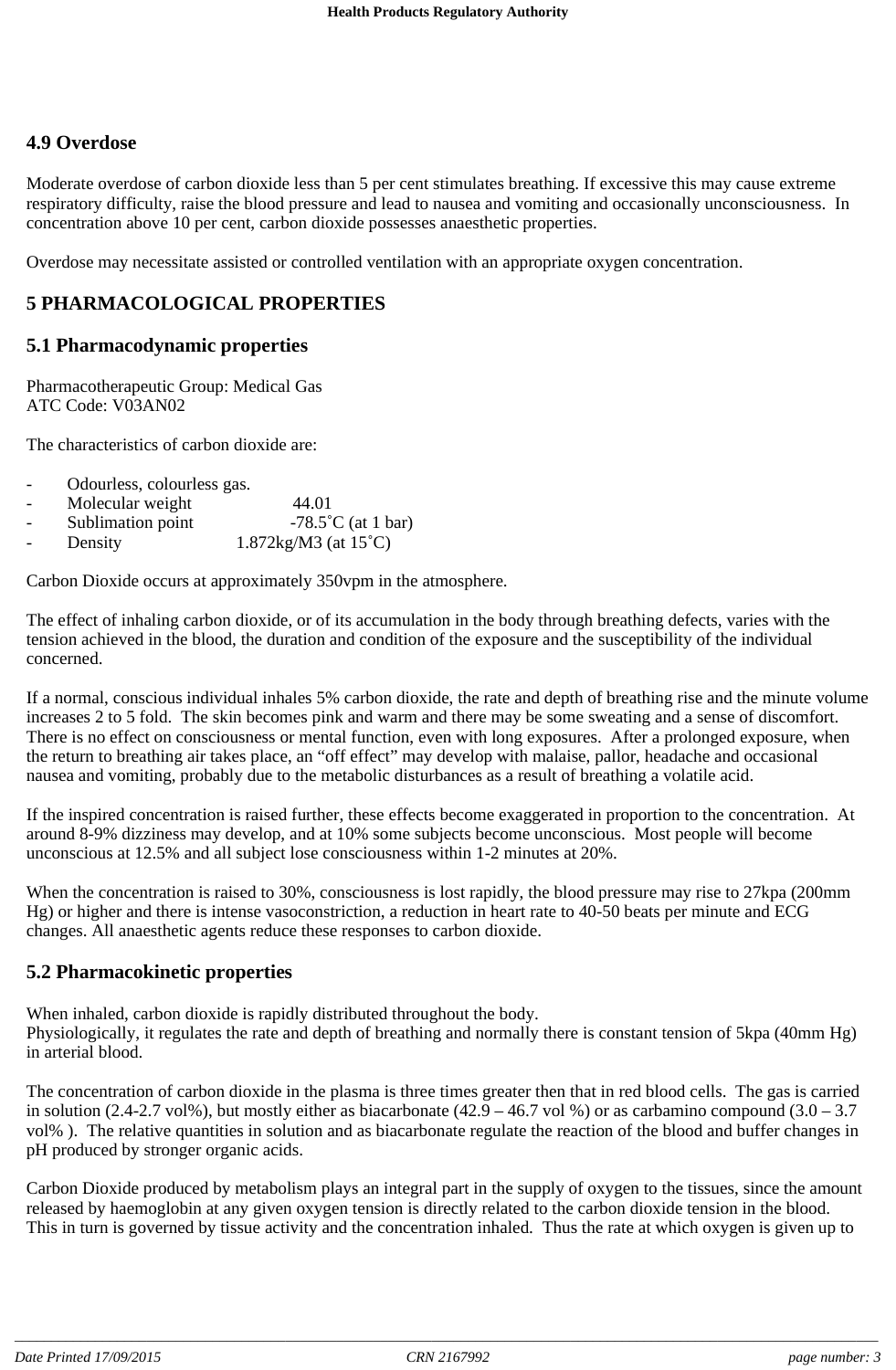## 4.9 Overdose

Moderate overdose of carbon dioxide less than 5 per cent stimulates breathing. If excessive this may cause extreme respiratory difficulty, raise the blood pressure and lead to nausea and vomiting and occasionally unconsciousness. In concentration above 10 per cent, carbon dioxide possesses anaesthetic properties.

Overdose may necessitate assisted or controlled ventilation with an appropriate oxygen concentration.

# 5 PHARMACOLOGICAL PROPERTIES

## 5.1 Pharmacodynamic properties

Pharmacotherapeutic Group: Medical Gas
ATC Code: V03AN02

The characteristics of carbon dioxide are:

- Odourless, colourless gas.
- Molecular weight 44.01
- Sublimation point -78.5˚C (at 1 bar)
- Density 1.872kg/M3 (at 15˚C)

Carbon Dioxide occurs at approximately 350vpm in the atmosphere.

The effect of inhaling carbon dioxide, or of its accumulation in the body through breathing defects, varies with the tension achieved in the blood, the duration and condition of the exposure and the susceptibility of the individual concerned.

If a normal, conscious individual inhales 5% carbon dioxide, the rate and depth of breathing rise and the minute volume increases 2 to 5 fold. The skin becomes pink and warm and there may be some sweating and a sense of discomfort. There is no effect on consciousness or mental function, even with long exposures. After a prolonged exposure, when the return to breathing air takes place, an “off effect” may develop with malaise, pallor, headache and occasional nausea and vomiting, probably due to the metabolic disturbances as a result of breathing a volatile acid.

If the inspired concentration is raised further, these effects become exaggerated in proportion to the concentration. At around 8-9% dizziness may develop, and at 10% some subjects become unconscious. Most people will become unconscious at 12.5% and all subject lose consciousness within 1-2 minutes at 20%.

When the concentration is raised to 30%, consciousness is lost rapidly, the blood pressure may rise to 27kpa (200mm Hg) or higher and there is intense vasoconstriction, a reduction in heart rate to 40-50 beats per minute and ECG changes. All anaesthetic agents reduce these responses to carbon dioxide.

## 5.2 Pharmacokinetic properties

When inhaled, carbon dioxide is rapidly distributed throughout the body.
Physiologically, it regulates the rate and depth of breathing and normally there is constant tension of 5kpa (40mm Hg) in arterial blood.

The concentration of carbon dioxide in the plasma is three times greater then that in red blood cells. The gas is carried in solution (2.4-2.7 vol%), but mostly either as biacarbonate (42.9 – 46.7 vol %) or as carbamino compound (3.0 – 3.7 vol% ). The relative quantities in solution and as biacarbonate regulate the reaction of the blood and buffer changes in pH produced by stronger organic acids.

Carbon Dioxide produced by metabolism plays an integral part in the supply of oxygen to the tissues, since the amount released by haemoglobin at any given oxygen tension is directly related to the carbon dioxide tension in the blood. This in turn is governed by tissue activity and the concentration inhaled. Thus the rate at which oxygen is given up to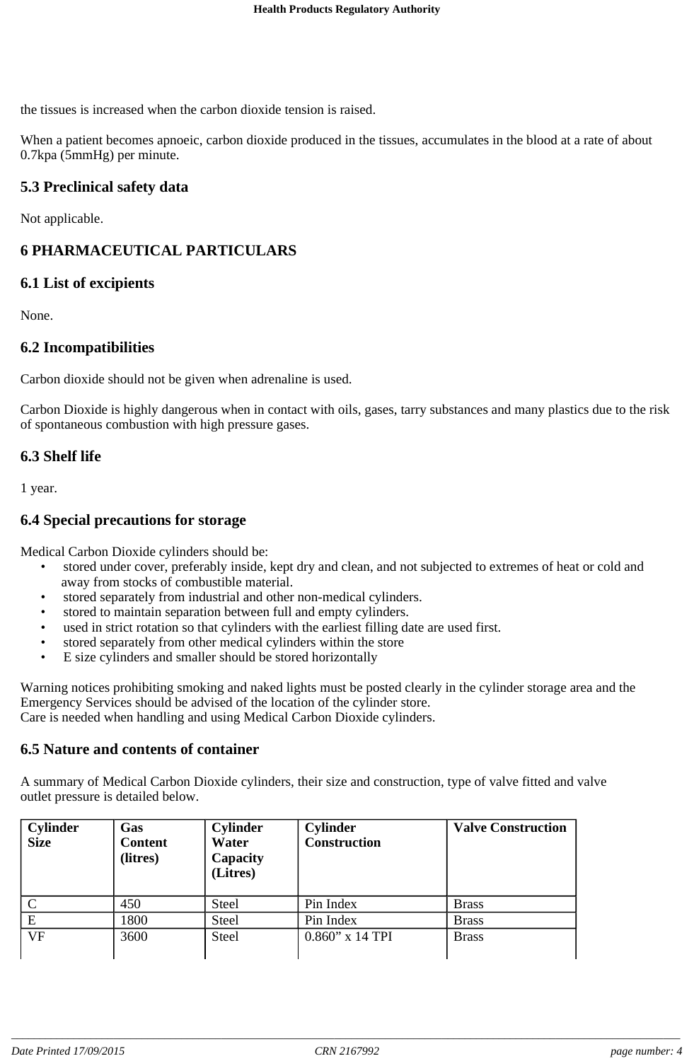the tissues is increased when the carbon dioxide tension is raised.

When a patient becomes apnoeic, carbon dioxide produced in the tissues, accumulates in the blood at a rate of about 0.7kpa (5mmHg) per minute.

## 5.3 Preclinical safety data

Not applicable.

# 6 PHARMACEUTICAL PARTICULARS

## 6.1 List of excipients

None.

## 6.2 Incompatibilities

Carbon dioxide should not be given when adrenaline is used.

Carbon Dioxide is highly dangerous when in contact with oils, gases, tarry substances and many plastics due to the risk of spontaneous combustion with high pressure gases.

## 6.3 Shelf life

1 year.

## 6.4 Special precautions for storage

Medical Carbon Dioxide cylinders should be:

- stored under cover, preferably inside, kept dry and clean, and not subjected to extremes of heat or cold and away from stocks of combustible material.
- stored separately from industrial and other non-medical cylinders.
- stored to maintain separation between full and empty cylinders.
- used in strict rotation so that cylinders with the earliest filling date are used first.
- stored separately from other medical cylinders within the store
- E size cylinders and smaller should be stored horizontally

Warning notices prohibiting smoking and naked lights must be posted clearly in the cylinder storage area and the Emergency Services should be advised of the location of the cylinder store.
Care is needed when handling and using Medical Carbon Dioxide cylinders.

## 6.5 Nature and contents of container

A summary of Medical Carbon Dioxide cylinders, their size and construction, type of valve fitted and valve outlet pressure is detailed below.

| Cylinder Size | Gas Content (litres) | Cylinder Water Capacity (Litres) | Cylinder Construction | Valve Construction |
|---|---|---|---|---|
| C | 450 | Steel | Pin Index | Brass |
| E | 1800 | Steel | Pin Index | Brass |
| VF | 3600 | Steel | 0.860” x 14 TPI | Brass |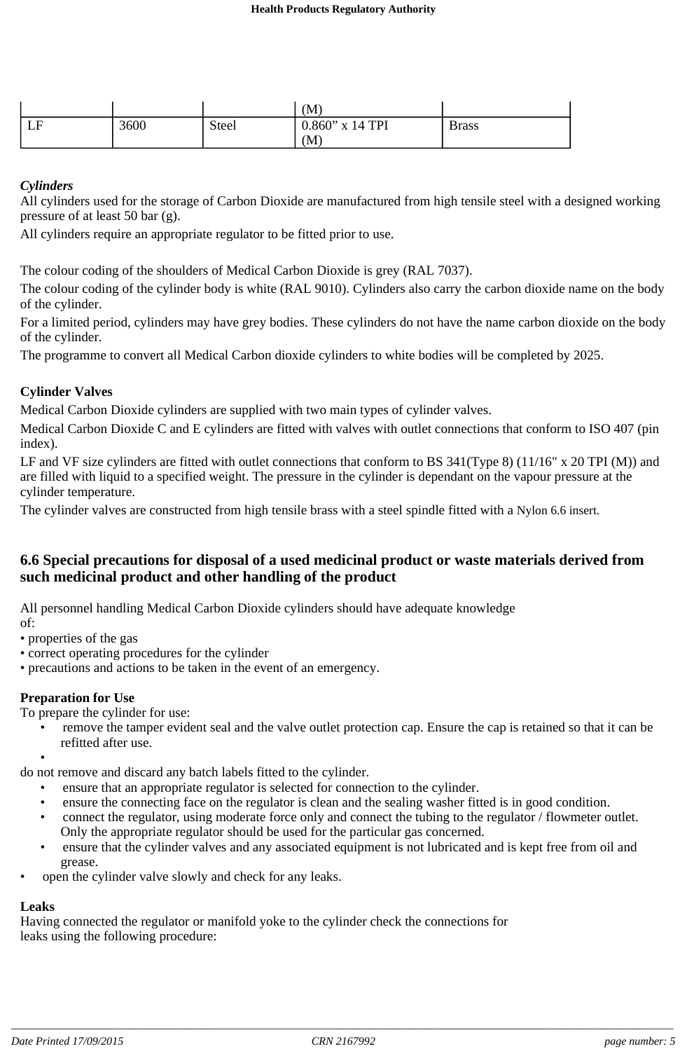| | | | (M) | |
|---|---|---|---|---|
| LF | 3600 | Steel | 0.860” x 14 TPI (M) | Brass |

***Cylinders***

All cylinders used for the storage of Carbon Dioxide are manufactured from high tensile steel with a designed working pressure of at least 50 bar (g).

All cylinders require an appropriate regulator to be fitted prior to use.

The colour coding of the shoulders of Medical Carbon Dioxide is grey (RAL 7037).

The colour coding of the cylinder body is white (RAL 9010). Cylinders also carry the carbon dioxide name on the body of the cylinder.

For a limited period, cylinders may have grey bodies. These cylinders do not have the name carbon dioxide on the body of the cylinder.

The programme to convert all Medical Carbon dioxide cylinders to white bodies will be completed by 2025.

**Cylinder Valves**

Medical Carbon Dioxide cylinders are supplied with two main types of cylinder valves.

Medical Carbon Dioxide C and E cylinders are fitted with valves with outlet connections that conform to ISO 407 (pin index).

LF and VF size cylinders are fitted with outlet connections that conform to BS 341(Type 8) (11/16" x 20 TPI (M)) and are filled with liquid to a specified weight. The pressure in the cylinder is dependant on the vapour pressure at the cylinder temperature.

The cylinder valves are constructed from high tensile brass with a steel spindle fitted with a Nylon 6.6 insert.

## 6.6 Special precautions for disposal of a used medicinal product or waste materials derived from such medicinal product and other handling of the product

All personnel handling Medical Carbon Dioxide cylinders should have adequate knowledge of:

- properties of the gas
- correct operating procedures for the cylinder
- precautions and actions to be taken in the event of an emergency.

**Preparation for Use**

To prepare the cylinder for use:

- remove the tamper evident seal and the valve outlet protection cap. Ensure the cap is retained so that it can be refitted after use.
- do not remove and discard any batch labels fitted to the cylinder.
- ensure that an appropriate regulator is selected for connection to the cylinder.
- ensure the connecting face on the regulator is clean and the sealing washer fitted is in good condition.
- connect the regulator, using moderate force only and connect the tubing to the regulator / flowmeter outlet. Only the appropriate regulator should be used for the particular gas concerned.
- ensure that the cylinder valves and any associated equipment is not lubricated and is kept free from oil and grease.
- open the cylinder valve slowly and check for any leaks.

**Leaks**

Having connected the regulator or manifold yoke to the cylinder check the connections for leaks using the following procedure: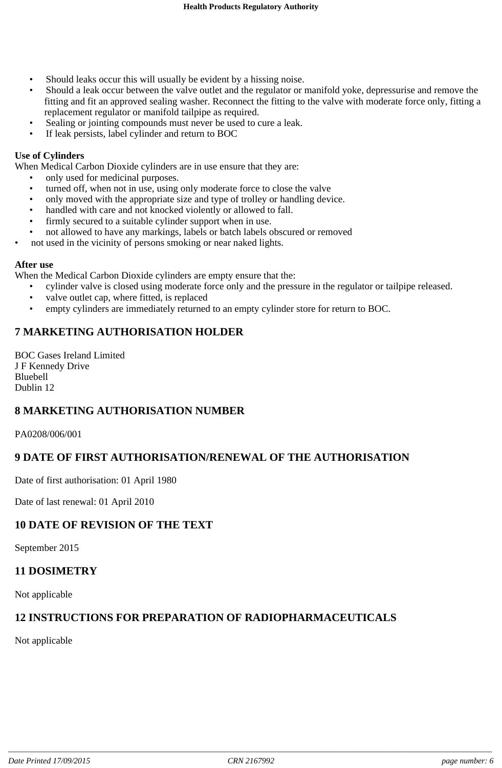- Should leaks occur this will usually be evident by a hissing noise.
- Should a leak occur between the valve outlet and the regulator or manifold yoke, depressurise and remove the fitting and fit an approved sealing washer. Reconnect the fitting to the valve with moderate force only, fitting a replacement regulator or manifold tailpipe as required.
- Sealing or jointing compounds must never be used to cure a leak.
- If leak persists, label cylinder and return to BOC

**Use of Cylinders**
When Medical Carbon Dioxide cylinders are in use ensure that they are:

- only used for medicinal purposes.
- turned off, when not in use, using only moderate force to close the valve
- only moved with the appropriate size and type of trolley or handling device.
- handled with care and not knocked violently or allowed to fall.
- firmly secured to a suitable cylinder support when in use.
- not allowed to have any markings, labels or batch labels obscured or removed
- not used in the vicinity of persons smoking or near naked lights.

**After use**
When the Medical Carbon Dioxide cylinders are empty ensure that the:

- cylinder valve is closed using moderate force only and the pressure in the regulator or tailpipe released.
- valve outlet cap, where fitted, is replaced
- empty cylinders are immediately returned to an empty cylinder store for return to BOC.

## 7 MARKETING AUTHORISATION HOLDER

BOC Gases Ireland Limited
J F Kennedy Drive
Bluebell
Dublin 12

## 8 MARKETING AUTHORISATION NUMBER

PA0208/006/001

## 9 DATE OF FIRST AUTHORISATION/RENEWAL OF THE AUTHORISATION

Date of first authorisation: 01 April 1980

Date of last renewal: 01 April 2010

## 10 DATE OF REVISION OF THE TEXT

September 2015

## 11 DOSIMETRY

Not applicable

## 12 INSTRUCTIONS FOR PREPARATION OF RADIOPHARMACEUTICALS

Not applicable